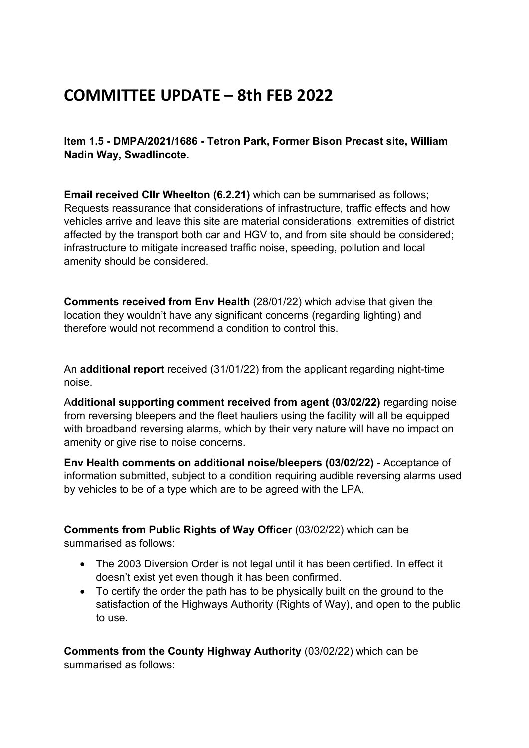# COMMITTEE UPDATE – 8th FEB 2022

**Item 1.5 - DMPA/2021/1686 - Tetron Park, Former Bison Precast site, William Nadin Way, Swadlincote.**

**Email received Cllr Wheelton (6.2.21)** which can be summarised as follows; Requests reassurance that considerations of infrastructure, traffic effects and how vehicles arrive and leave this site are material considerations; extremities of district affected by the transport both car and HGV to, and from site should be considered; infrastructure to mitigate increased traffic noise, speeding, pollution and local amenity should be considered.

**Comments received from Env Health** (28/01/22) which advise that given the location they wouldn't have any significant concerns (regarding lighting) and therefore would not recommend a condition to control this.

An **additional report** received (31/01/22) from the applicant regarding night-time noise.

A**dditional supporting comment received from agent (03/02/22)** regarding noise from reversing bleepers and the fleet hauliers using the facility will all be equipped with broadband reversing alarms, which by their very nature will have no impact on amenity or give rise to noise concerns.

**Env Health comments on additional noise/bleepers (03/02/22) -** Acceptance of information submitted, subject to a condition requiring audible reversing alarms used by vehicles to be of a type which are to be agreed with the LPA.

**Comments from Public Rights of Way Officer** (03/02/22) which can be summarised as follows:

- The 2003 Diversion Order is not legal until it has been certified. In effect it doesn't exist yet even though it has been confirmed.
- To certify the order the path has to be physically built on the ground to the satisfaction of the Highways Authority (Rights of Way), and open to the public to use.

**Comments from the County Highway Authority** (03/02/22) which can be summarised as follows: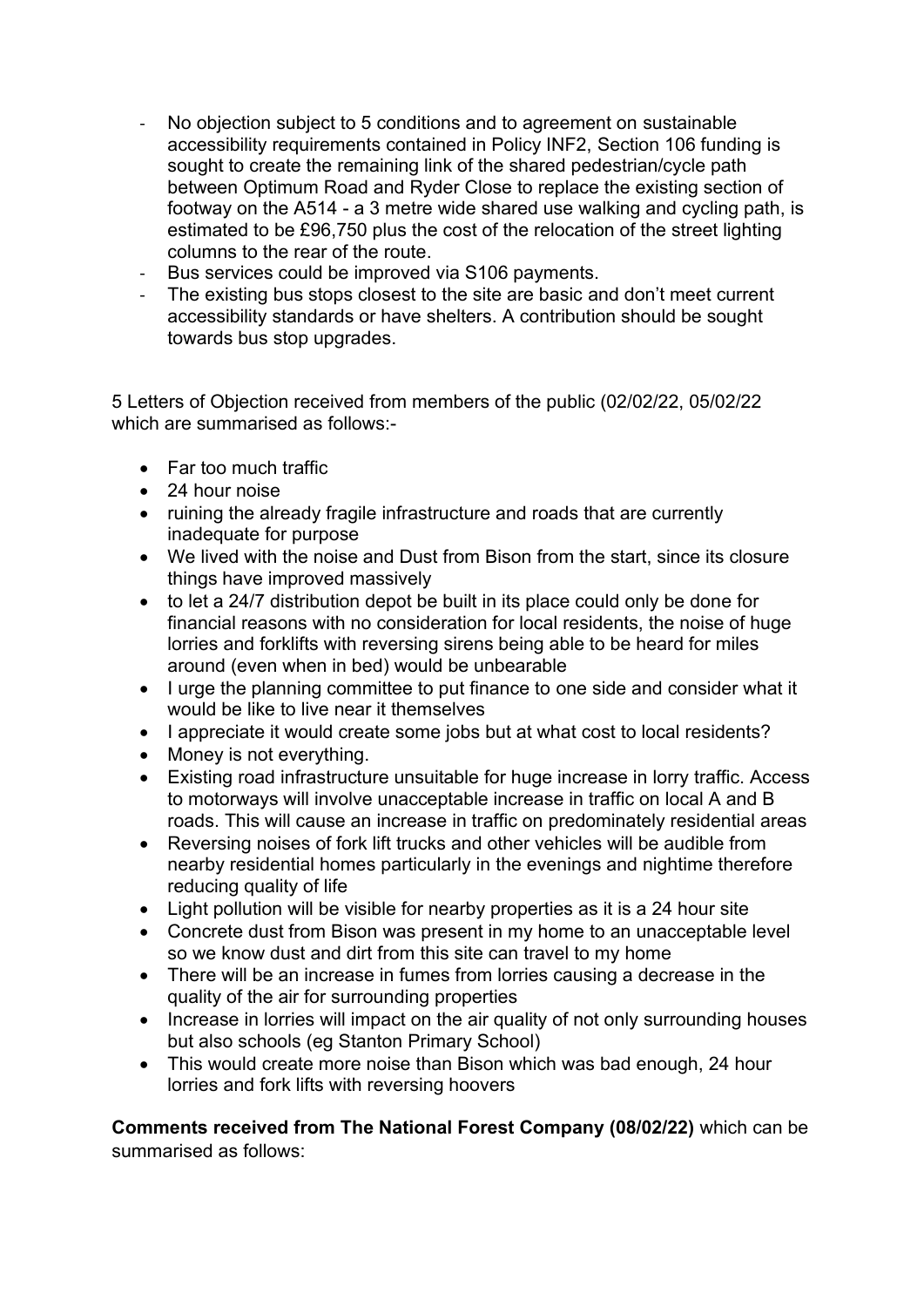- No objection subject to 5 conditions and to agreement on sustainable accessibility requirements contained in Policy INF2, Section 106 funding is sought to create the remaining link of the shared pedestrian/cycle path between Optimum Road and Ryder Close to replace the existing section of footway on the A514 - a 3 metre wide shared use walking and cycling path, is estimated to be £96,750 plus the cost of the relocation of the street lighting columns to the rear of the route.
- Bus services could be improved via S106 payments.
- The existing bus stops closest to the site are basic and don't meet current accessibility standards or have shelters. A contribution should be sought towards bus stop upgrades.

5 Letters of Objection received from members of the public (02/02/22, 05/02/22 which are summarised as follows:-

- Far too much traffic
- 24 hour noise
- ruining the already fragile infrastructure and roads that are currently inadequate for purpose
- We lived with the noise and Dust from Bison from the start, since its closure things have improved massively
- to let a 24/7 distribution depot be built in its place could only be done for financial reasons with no consideration for local residents, the noise of huge lorries and forklifts with reversing sirens being able to be heard for miles around (even when in bed) would be unbearable
- I urge the planning committee to put finance to one side and consider what it would be like to live near it themselves
- I appreciate it would create some jobs but at what cost to local residents?
- Money is not everything.
- Existing road infrastructure unsuitable for huge increase in lorry traffic. Access to motorways will involve unacceptable increase in traffic on local A and B roads. This will cause an increase in traffic on predominately residential areas
- Reversing noises of fork lift trucks and other vehicles will be audible from nearby residential homes particularly in the evenings and nighttime therefore reducing quality of life
- Light pollution will be visible for nearby properties as it is a 24 hour site
- Concrete dust from Bison was present in my home to an unacceptable level so we know dust and dirt from this site can travel to my home
- There will be an increase in fumes from lorries causing a decrease in the quality of the air for surrounding properties
- Increase in lorries will impact on the air quality of not only surrounding houses but also schools (eg Stanton Primary School)
- This would create more noise than Bison which was bad enough, 24 hour lorries and fork lifts with reversing hoovers

**Comments received from The National Forest Company (08/02/22)** which can be summarised as follows: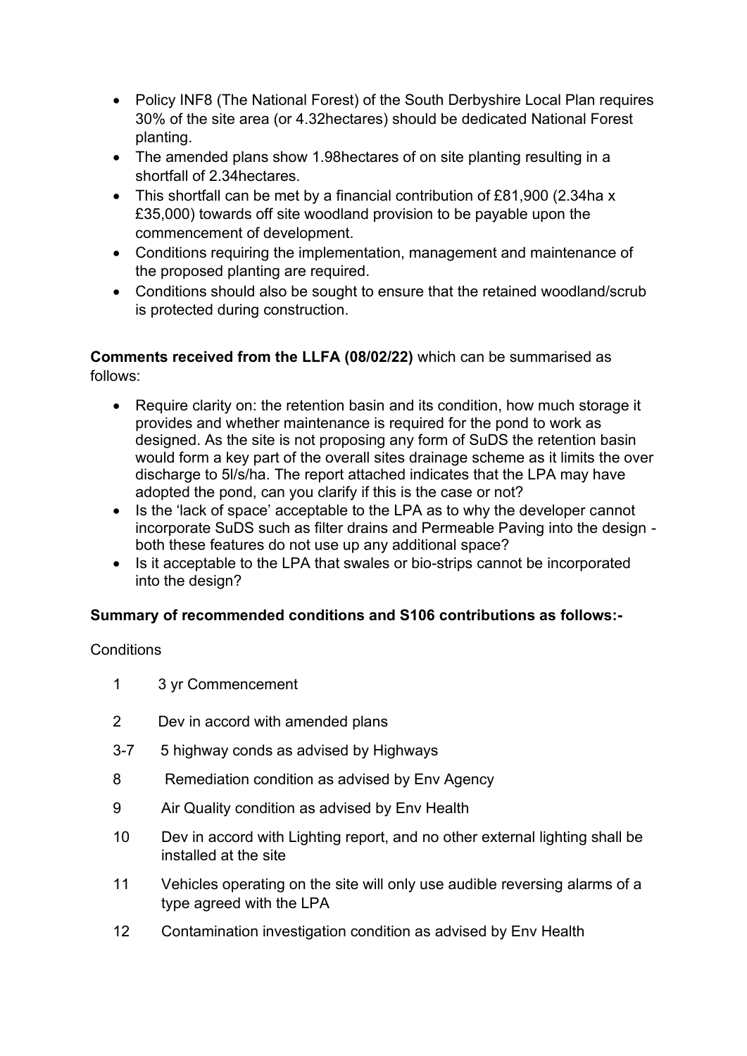- Policy INF8 (The National Forest) of the South Derbyshire Local Plan requires 30% of the site area (or 4.32hectares) should be dedicated National Forest planting.
- The amended plans show 1.98hectares of on site planting resulting in a shortfall of 2.34hectares.
- This shortfall can be met by a financial contribution of £81,900 (2.34ha x £35,000) towards off site woodland provision to be payable upon the commencement of development.
- Conditions requiring the implementation, management and maintenance of the proposed planting are required.
- Conditions should also be sought to ensure that the retained woodland/scrub is protected during construction.

**Comments received from the LLFA (08/02/22)** which can be summarised as follows:

- Require clarity on: the retention basin and its condition, how much storage it provides and whether maintenance is required for the pond to work as designed. As the site is not proposing any form of SuDS the retention basin would form a key part of the overall sites drainage scheme as it limits the over discharge to 5l/s/ha. The report attached indicates that the LPA may have adopted the pond, can you clarify if this is the case or not?
- Is the 'lack of space' acceptable to the LPA as to why the developer cannot incorporate SuDS such as filter drains and Permeable Paving into the design - both these features do not use up any additional space?
- Is it acceptable to the LPA that swales or bio-strips cannot be incorporated into the design?

**Summary of recommended conditions and S106 contributions as follows:-**

Conditions

1 3 yr Commencement

2 Dev in accord with amended plans

3-7 5 highway conds as advised by Highways

8 Remediation condition as advised by Env Agency

9 Air Quality condition as advised by Env Health

10 Dev in accord with Lighting report, and no other external lighting shall be installed at the site

11 Vehicles operating on the site will only use audible reversing alarms of a type agreed with the LPA

12 Contamination investigation condition as advised by Env Health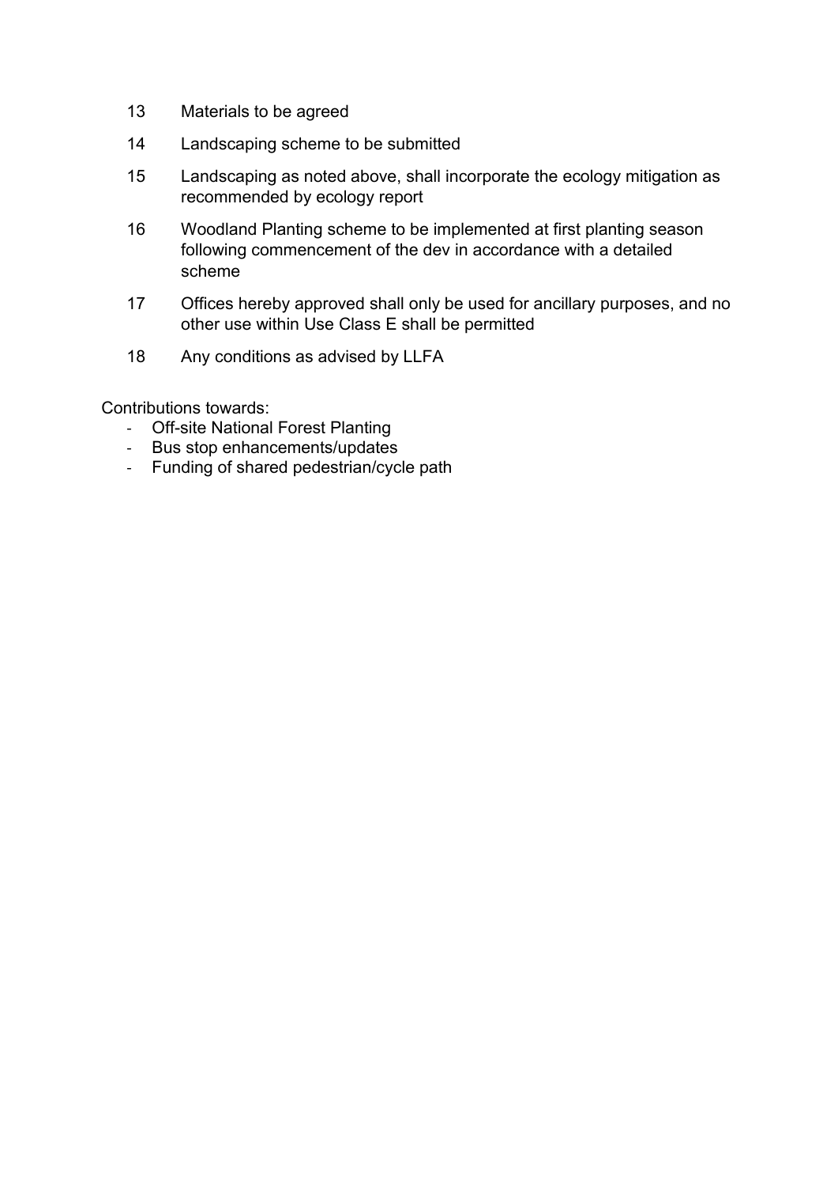13 Materials to be agreed

14 Landscaping scheme to be submitted

15 Landscaping as noted above, shall incorporate the ecology mitigation as recommended by ecology report

16 Woodland Planting scheme to be implemented at first planting season following commencement of the dev in accordance with a detailed scheme

17 Offices hereby approved shall only be used for ancillary purposes, and no other use within Use Class E shall be permitted

18 Any conditions as advised by LLFA

Contributions towards:

- Off-site National Forest Planting
- Bus stop enhancements/updates
- Funding of shared pedestrian/cycle path